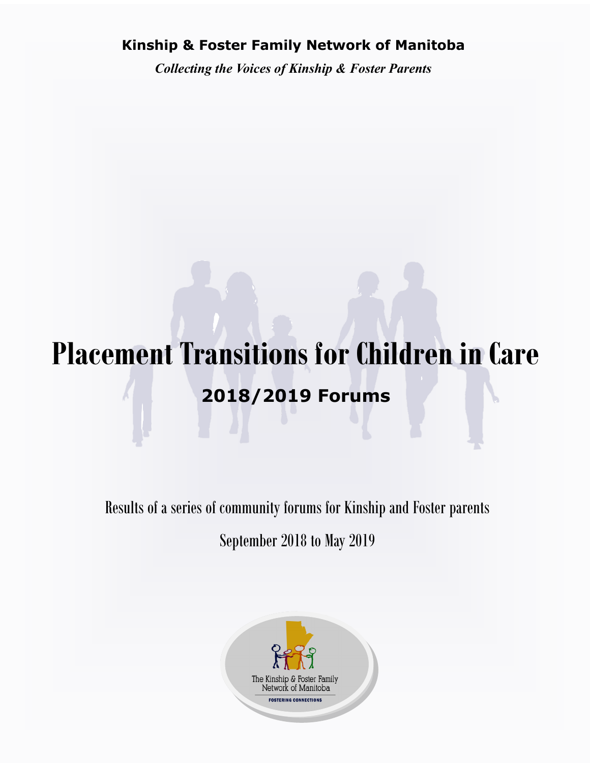**Kinship & Foster Family Network of Manitoba**

*Collecting the Voices of Kinship & Foster Parents*

# Placement Transitions for Children in Care

## 2018/2019 Forums

Results of a series of community forums for Kinship and Foster parents

September 2018 to May 2019

The Kinship & Foster Family Network of Manitoba

FOSTERING CONNECTIONS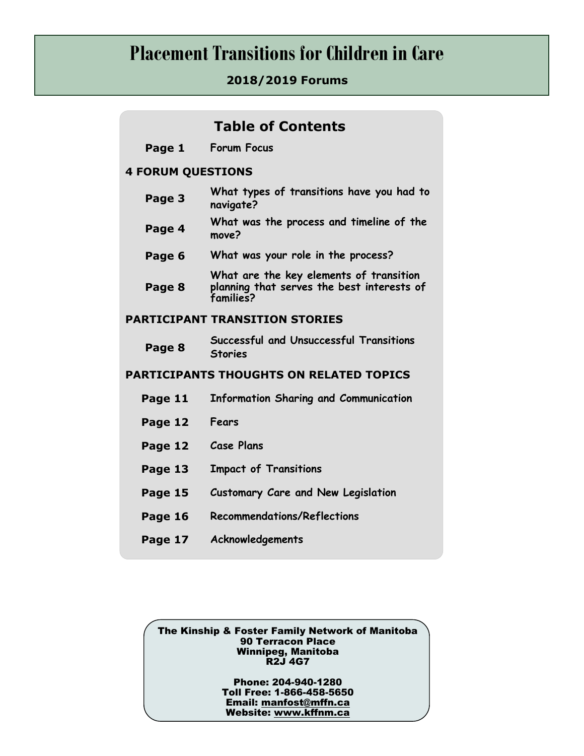# Placement Transitions for Children in Care

**2018/2019 Forums**

## Table of Contents

| | |
|---|---|
| **Page 1** | Forum Focus |

**4 FORUM QUESTIONS**

| | |
|---|---|
| **Page 3** | What types of transitions have you had to navigate? |
| **Page 4** | What was the process and timeline of the move? |
| **Page 6** | What was your role in the process? |
| **Page 8** | What are the key elements of transition planning that serves the best interests of families? |

**PARTICIPANT TRANSITION STORIES**

| | |
|---|---|
| **Page 8** | Successful and Unsuccessful Transitions Stories |

**PARTICIPANTS THOUGHTS ON RELATED TOPICS**

| | |
|---|---|
| **Page 11** | Information Sharing and Communication |
| **Page 12** | Fears |
| **Page 12** | Case Plans |
| **Page 13** | Impact of Transitions |
| **Page 15** | Customary Care and New Legislation |
| **Page 16** | Recommendations/Reflections |
| **Page 17** | Acknowledgements |

**The Kinship & Foster Family Network of Manitoba**
**90 Terracon Place**
**Winnipeg, Manitoba**
**R2J 4G7**

**Phone: 204-940-1280**
**Toll Free: 1-866-458-5650**
**Email: manfost@mffn.ca**
**Website: www.kffnm.ca**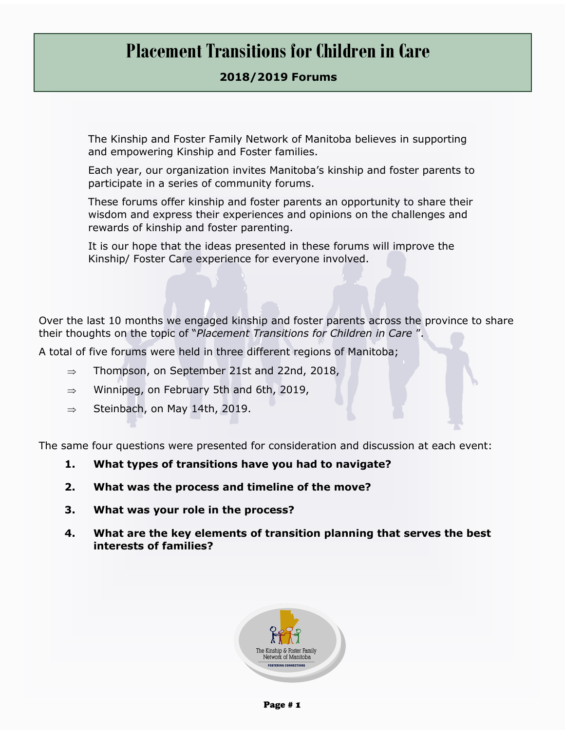# Placement Transitions for Children in Care

## 2018/2019 Forums

The Kinship and Foster Family Network of Manitoba believes in supporting and empowering Kinship and Foster families.

Each year, our organization invites Manitoba's kinship and foster parents to participate in a series of community forums.

These forums offer kinship and foster parents an opportunity to share their wisdom and express their experiences and opinions on the challenges and rewards of kinship and foster parenting.

It is our hope that the ideas presented in these forums will improve the Kinship/ Foster Care experience for everyone involved.

Over the last 10 months we engaged kinship and foster parents across the province to share their thoughts on the topic of "*Placement Transitions for Children in Care* ".

A total of five forums were held in three different regions of Manitoba;

- ⇒ Thompson, on September 21st and 22nd, 2018,
- ⇒ Winnipeg, on February 5th and 6th, 2019,
- ⇒ Steinbach, on May 14th, 2019.

The same four questions were presented for consideration and discussion at each event:

1. **What types of transitions have you had to navigate?**
2. **What was the process and timeline of the move?**
3. **What was your role in the process?**
4. **What are the key elements of transition planning that serves the best interests of families?**

The Kinship & Foster Family Network of Manitoba

FOSTERING CONNECTIONS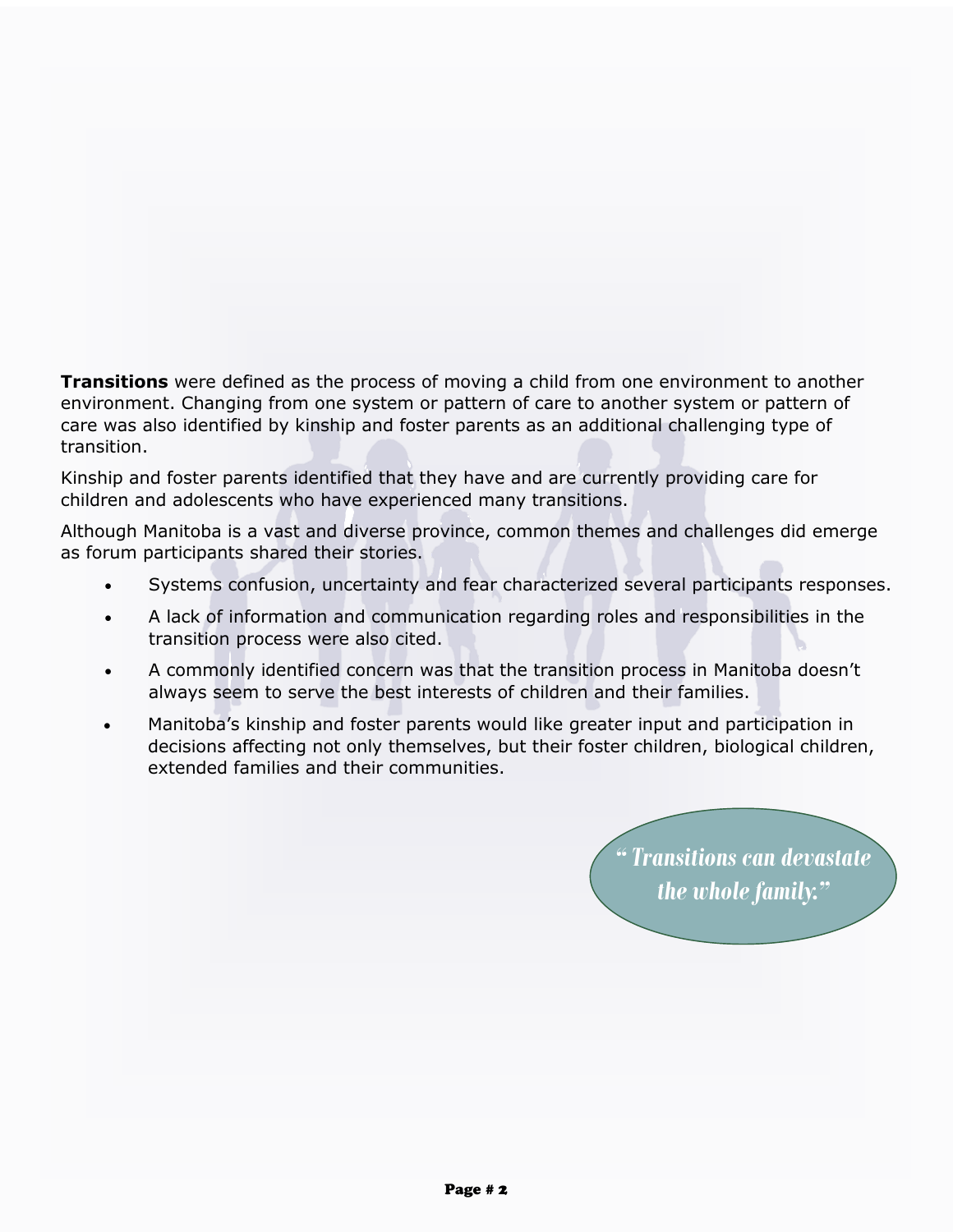**Transitions** were defined as the process of moving a child from one environment to another environment. Changing from one system or pattern of care to another system or pattern of care was also identified by kinship and foster parents as an additional challenging type of transition.

Kinship and foster parents identified that they have and are currently providing care for children and adolescents who have experienced many transitions.

Although Manitoba is a vast and diverse province, common themes and challenges did emerge as forum participants shared their stories.

- Systems confusion, uncertainty and fear characterized several participants responses.
- A lack of information and communication regarding roles and responsibilities in the transition process were also cited.
- A commonly identified concern was that the transition process in Manitoba doesn't always seem to serve the best interests of children and their families.
- Manitoba's kinship and foster parents would like greater input and participation in decisions affecting not only themselves, but their foster children, biological children, extended families and their communities.

*" Transitions can devastate the whole family."*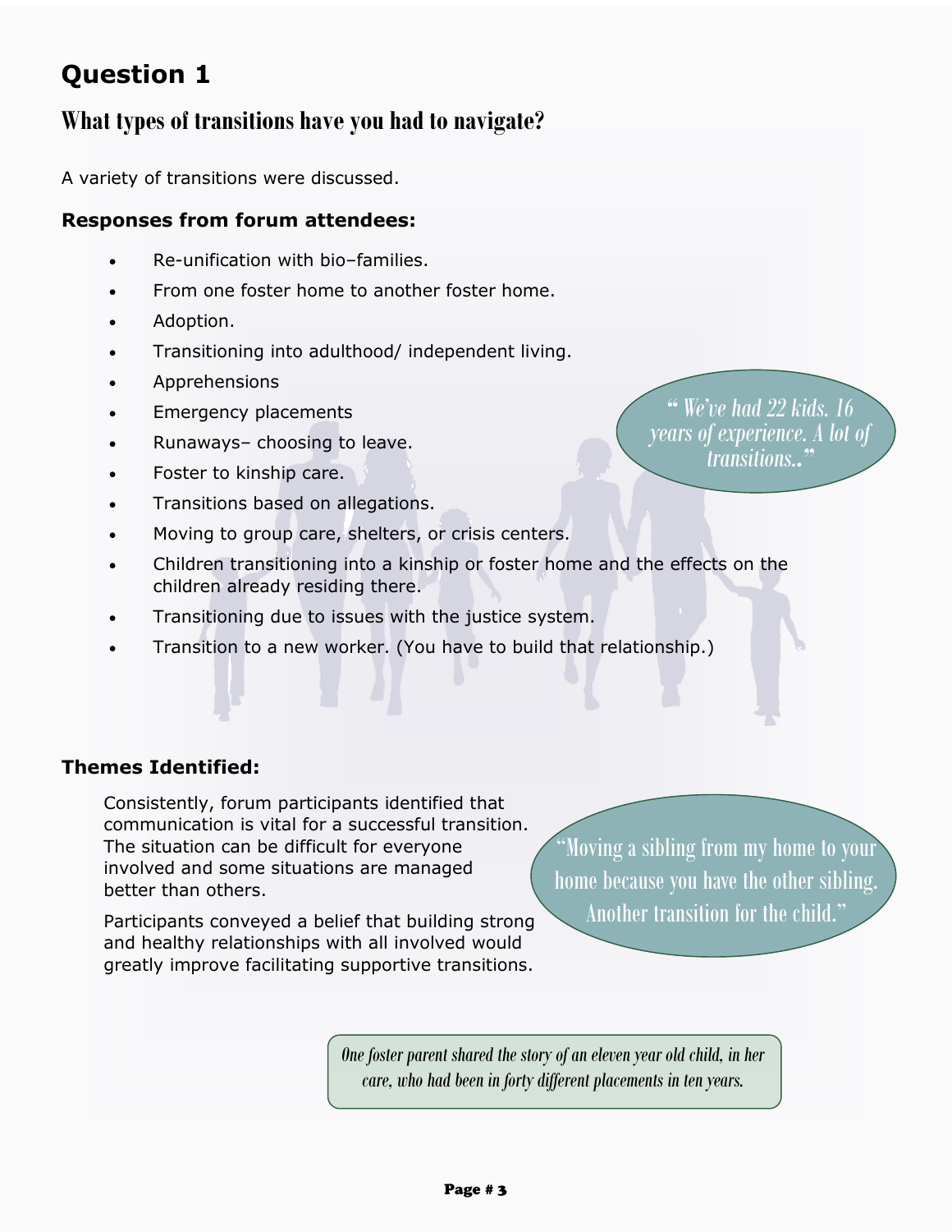# Question 1

## What types of transitions have you had to navigate?

A variety of transitions were discussed.

### Responses from forum attendees:

- Re-unification with bio–families.
- From one foster home to another foster home.
- Adoption.
- Transitioning into adulthood/ independent living.
- Apprehensions
- Emergency placements
- Runaways– choosing to leave.
- Foster to kinship care.
- Transitions based on allegations.
- Moving to group care, shelters, or crisis centers.
- Children transitioning into a kinship or foster home and the effects on the children already residing there.
- Transitioning due to issues with the justice system.
- Transition to a new worker. (You have to build that relationship.)

*" We've had 22 kids. 16 years of experience. A lot of transitions.."*

### Themes Identified:

Consistently, forum participants identified that communication is vital for a successful transition. The situation can be difficult for everyone involved and some situations are managed better than others.

Participants conveyed a belief that building strong and healthy relationships with all involved would greatly improve facilitating supportive transitions.

"Moving a sibling from my home to your home because you have the other sibling. Another transition for the child."

*One foster parent shared the story of an eleven year old child, in her care, who had been in forty different placements in ten years.*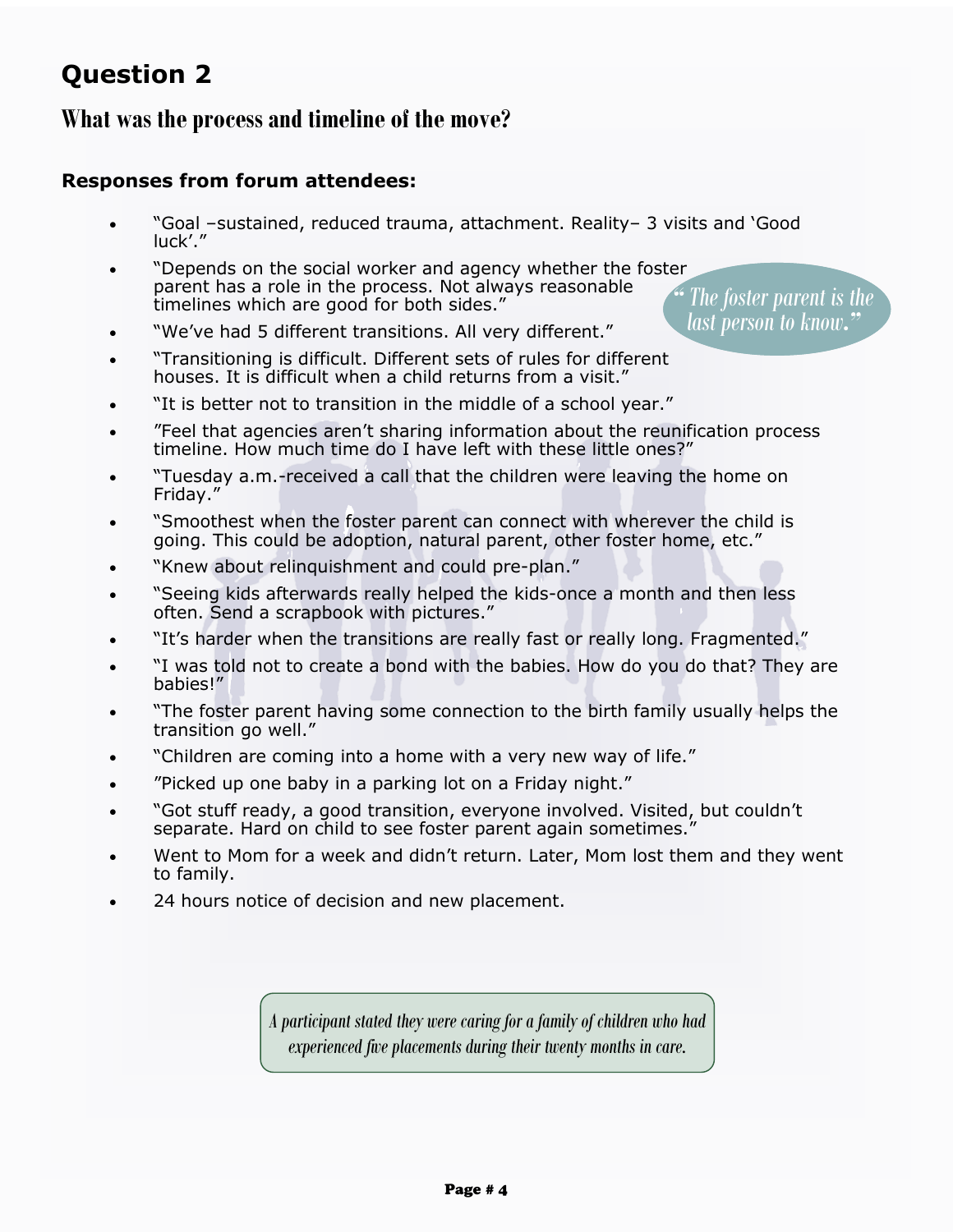## Question 2

### What was the process and timeline of the move?

**Responses from forum attendees:**

- "Goal –sustained, reduced trauma, attachment. Reality– 3 visits and 'Good luck'."
- "Depends on the social worker and agency whether the foster parent has a role in the process. Not always reasonable timelines which are good for both sides."
- "We've had 5 different transitions. All very different."
- "Transitioning is difficult. Different sets of rules for different houses. It is difficult when a child returns from a visit."
- "It is better not to transition in the middle of a school year."
- "Feel that agencies aren't sharing information about the reunification process timeline. How much time do I have left with these little ones?"
- "Tuesday a.m.-received a call that the children were leaving the home on Friday."
- "Smoothest when the foster parent can connect with wherever the child is going. This could be adoption, natural parent, other foster home, etc."
- "Knew about relinquishment and could pre-plan."
- "Seeing kids afterwards really helped the kids-once a month and then less often. Send a scrapbook with pictures."
- "It's harder when the transitions are really fast or really long. Fragmented."
- "I was told not to create a bond with the babies. How do you do that? They are babies!"
- "The foster parent having some connection to the birth family usually helps the transition go well."
- "Children are coming into a home with a very new way of life."
- "Picked up one baby in a parking lot on a Friday night."
- "Got stuff ready, a good transition, everyone involved. Visited, but couldn't separate. Hard on child to see foster parent again sometimes."
- Went to Mom for a week and didn't return. Later, Mom lost them and they went to family.
- 24 hours notice of decision and new placement.

*" The foster parent is the last person to know."*

*A participant stated they were caring for a family of children who had experienced five placements during their twenty months in care.*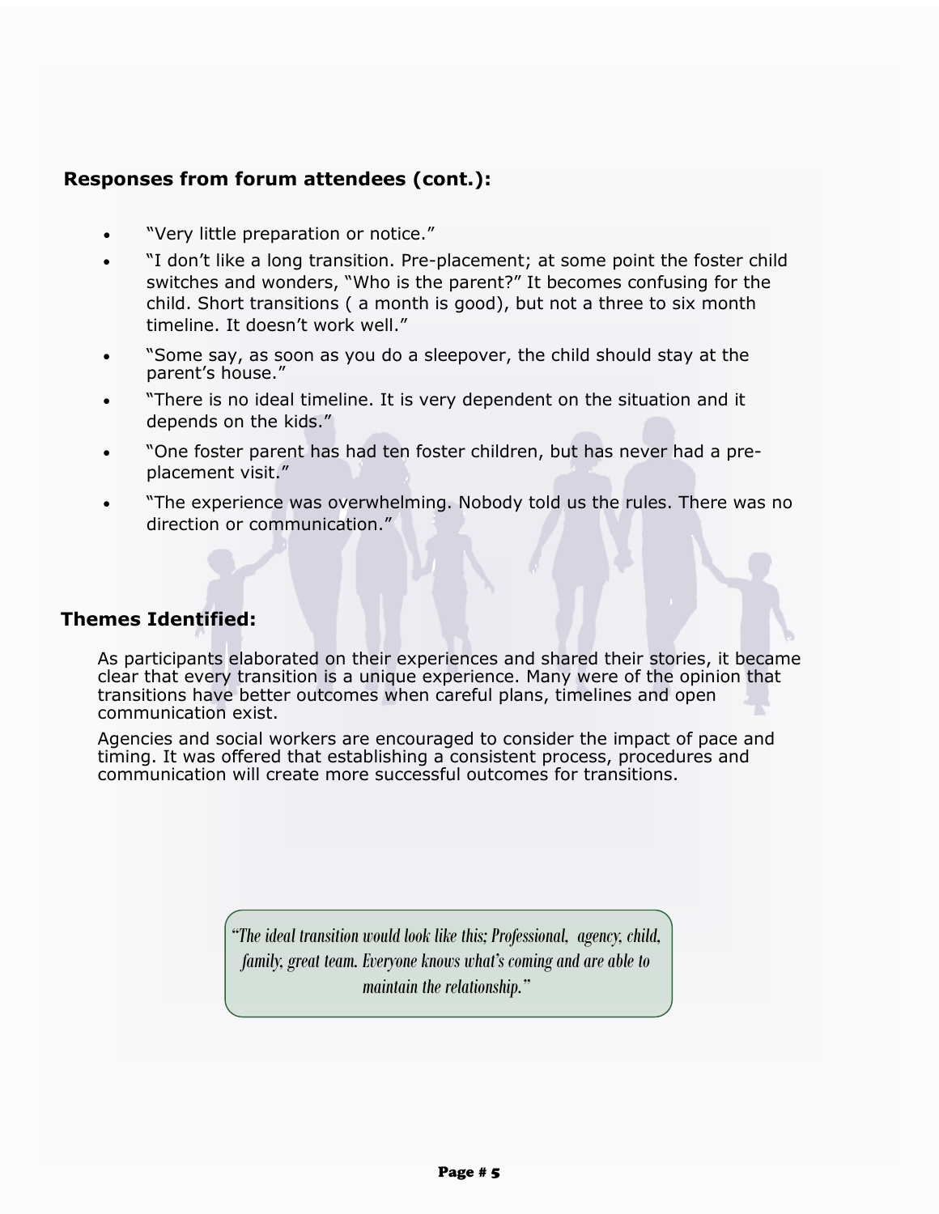## Responses from forum attendees (cont.):

- "Very little preparation or notice."
- "I don't like a long transition. Pre-placement; at some point the foster child switches and wonders, "Who is the parent?" It becomes confusing for the child. Short transitions ( a month is good), but not a three to six month timeline. It doesn't work well."
- "Some say, as soon as you do a sleepover, the child should stay at the parent's house."
- "There is no ideal timeline. It is very dependent on the situation and it depends on the kids."
- "One foster parent has had ten foster children, but has never had a pre-placement visit."
- "The experience was overwhelming. Nobody told us the rules. There was no direction or communication."

## Themes Identified:

As participants elaborated on their experiences and shared their stories, it became clear that every transition is a unique experience. Many were of the opinion that transitions have better outcomes when careful plans, timelines and open communication exist.

Agencies and social workers are encouraged to consider the impact of pace and timing. It was offered that establishing a consistent process, procedures and communication will create more successful outcomes for transitions.

> *"The ideal transition would look like this; Professional, agency, child, family, great team. Everyone knows what's coming and are able to maintain the relationship."*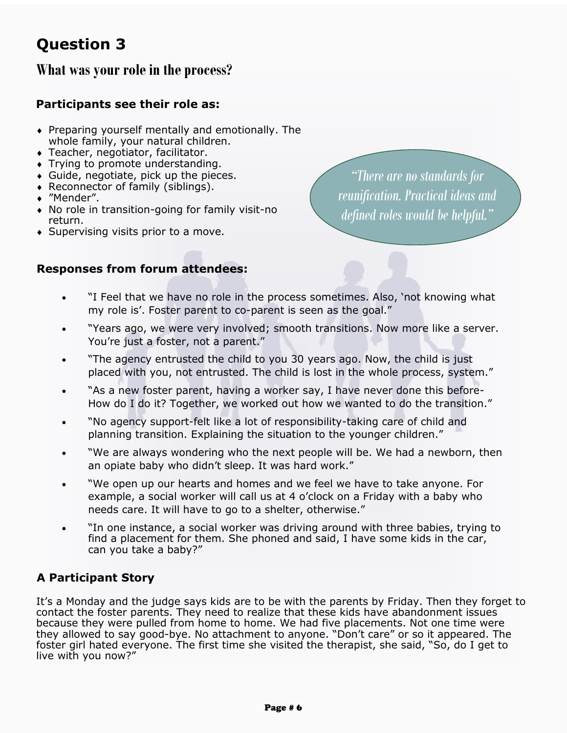# Question 3

## What was your role in the process?

### Participants see their role as:

- Preparing yourself mentally and emotionally. The whole family, your natural children.
- Teacher, negotiator, facilitator.
- Trying to promote understanding.
- Guide, negotiate, pick up the pieces.
- Reconnector of family (siblings).
- "Mender".
- No role in transition-going for family visit-no return.
- Supervising visits prior to a move.

*"There are no standards for reunification. Practical ideas and defined roles would be helpful."*

### Responses from forum attendees:

- "I Feel that we have no role in the process sometimes. Also, 'not knowing what my role is'. Foster parent to co-parent is seen as the goal."
- "Years ago, we were very involved; smooth transitions. Now more like a server. You're just a foster, not a parent."
- "The agency entrusted the child to you 30 years ago. Now, the child is just placed with you, not entrusted. The child is lost in the whole process, system."
- "As a new foster parent, having a worker say, I have never done this before-How do I do it? Together, we worked out how we wanted to do the transition."
- "No agency support-felt like a lot of responsibility-taking care of child and planning transition. Explaining the situation to the younger children."
- "We are always wondering who the next people will be. We had a newborn, then an opiate baby who didn't sleep. It was hard work."
- "We open up our hearts and homes and we feel we have to take anyone. For example, a social worker will call us at 4 o'clock on a Friday with a baby who needs care. It will have to go to a shelter, otherwise."
- "In one instance, a social worker was driving around with three babies, trying to find a placement for them. She phoned and said, I have some kids in the car, can you take a baby?"

### A Participant Story

It's a Monday and the judge says kids are to be with the parents by Friday. Then they forget to contact the foster parents. They need to realize that these kids have abandonment issues because they were pulled from home to home. We had five placements. Not one time were they allowed to say good-bye. No attachment to anyone. "Don't care" or so it appeared. The foster girl hated everyone. The first time she visited the therapist, she said, "So, do I get to live with you now?"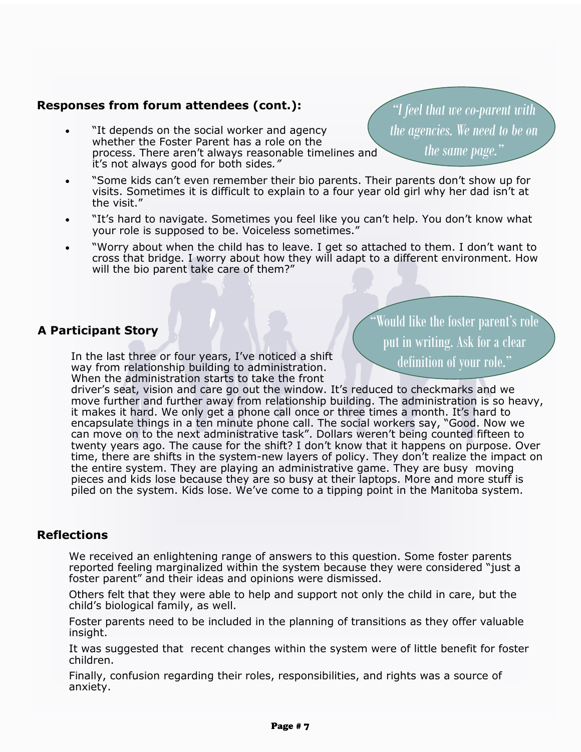### Responses from forum attendees (cont.):

> *"I feel that we co-parent with the agencies. We need to be on the same page."*

- "It depends on the social worker and agency whether the Foster Parent has a role on the process. There aren't always reasonable timelines and it's not always good for both sides*."*
- "Some kids can't even remember their bio parents. Their parents don't show up for visits. Sometimes it is difficult to explain to a four year old girl why her dad isn't at the visit."
- "It's hard to navigate. Sometimes you feel like you can't help. You don't know what your role is supposed to be. Voiceless sometimes."
- "Worry about when the child has to leave. I get so attached to them. I don't want to cross that bridge. I worry about how they will adapt to a different environment. How will the bio parent take care of them?"

### A Participant Story

> "Would like the foster parent's role put in writing. Ask for a clear definition of your role."

In the last three or four years, I've noticed a shift way from relationship building to administration. When the administration starts to take the front driver's seat, vision and care go out the window. It's reduced to checkmarks and we move further and further away from relationship building. The administration is so heavy, it makes it hard. We only get a phone call once or three times a month. It's hard to encapsulate things in a ten minute phone call. The social workers say, "Good. Now we can move on to the next administrative task". Dollars weren't being counted fifteen to twenty years ago. The cause for the shift? I don't know that it happens on purpose. Over time, there are shifts in the system-new layers of policy. They don't realize the impact on the entire system. They are playing an administrative game. They are busy moving pieces and kids lose because they are so busy at their laptops. More and more stuff is piled on the system. Kids lose. We've come to a tipping point in the Manitoba system.

### Reflections

We received an enlightening range of answers to this question. Some foster parents reported feeling marginalized within the system because they were considered "just a foster parent" and their ideas and opinions were dismissed.

Others felt that they were able to help and support not only the child in care, but the child's biological family, as well.

Foster parents need to be included in the planning of transitions as they offer valuable insight.

It was suggested that recent changes within the system were of little benefit for foster children.

Finally, confusion regarding their roles, responsibilities, and rights was a source of anxiety.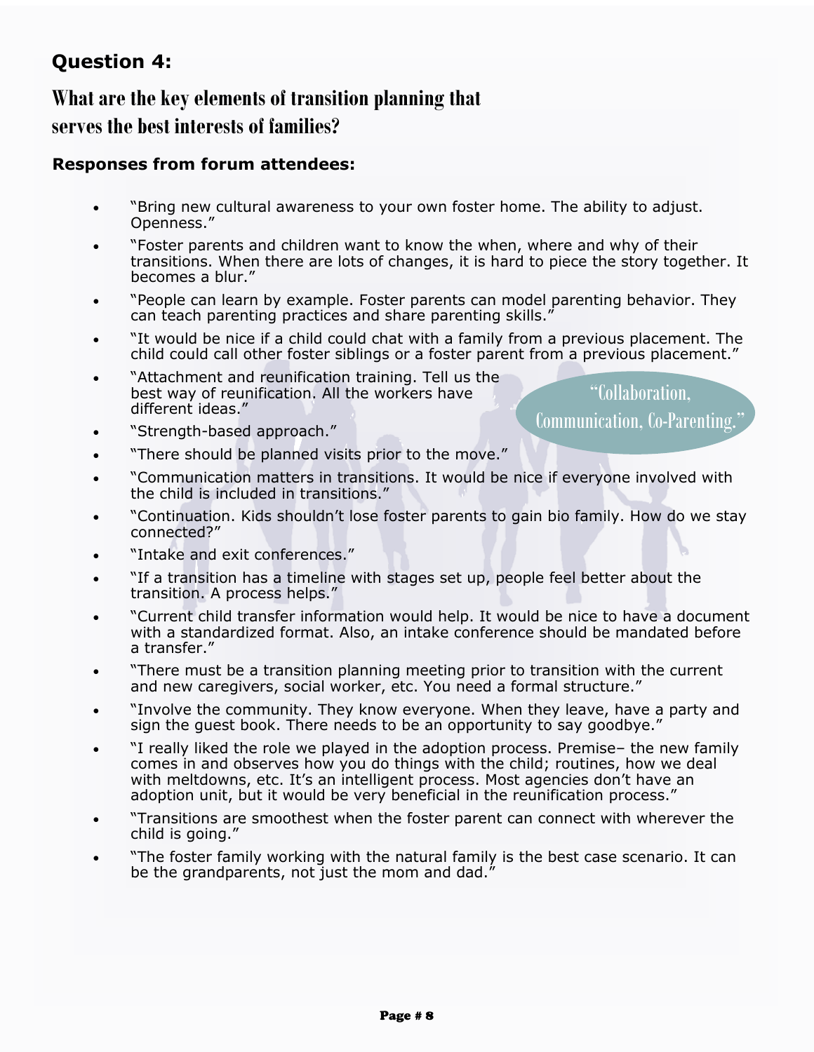## Question 4:

### What are the key elements of transition planning that serves the best interests of families?

**Responses from forum attendees:**

- "Bring new cultural awareness to your own foster home. The ability to adjust. Openness."
- "Foster parents and children want to know the when, where and why of their transitions. When there are lots of changes, it is hard to piece the story together. It becomes a blur."
- "People can learn by example. Foster parents can model parenting behavior. They can teach parenting practices and share parenting skills."
- "It would be nice if a child could chat with a family from a previous placement. The child could call other foster siblings or a foster parent from a previous placement."
- "Attachment and reunification training. Tell us the best way of reunification. All the workers have different ideas."
- "Strength-based approach."
- "There should be planned visits prior to the move."
- "Communication matters in transitions. It would be nice if everyone involved with the child is included in transitions."
- "Continuation. Kids shouldn't lose foster parents to gain bio family. How do we stay connected?"
- "Intake and exit conferences."
- "If a transition has a timeline with stages set up, people feel better about the transition. A process helps."
- "Current child transfer information would help. It would be nice to have a document with a standardized format. Also, an intake conference should be mandated before a transfer."
- "There must be a transition planning meeting prior to transition with the current and new caregivers, social worker, etc. You need a formal structure."
- "Involve the community. They know everyone. When they leave, have a party and sign the guest book. There needs to be an opportunity to say goodbye."
- "I really liked the role we played in the adoption process. Premise– the new family comes in and observes how you do things with the child; routines, how we deal with meltdowns, etc. It's an intelligent process. Most agencies don't have an adoption unit, but it would be very beneficial in the reunification process."
- "Transitions are smoothest when the foster parent can connect with wherever the child is going."
- "The foster family working with the natural family is the best case scenario. It can be the grandparents, not just the mom and dad."

"Collaboration, Communication, Co-Parenting."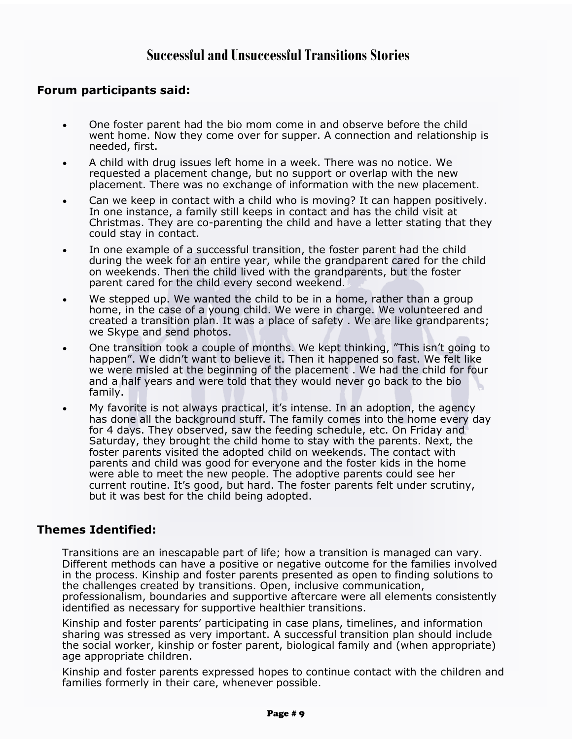# Successful and Unsuccessful Transitions Stories

## Forum participants said:

- One foster parent had the bio mom come in and observe before the child went home. Now they come over for supper. A connection and relationship is needed, first.
- A child with drug issues left home in a week. There was no notice. We requested a placement change, but no support or overlap with the new placement. There was no exchange of information with the new placement.
- Can we keep in contact with a child who is moving? It can happen positively. In one instance, a family still keeps in contact and has the child visit at Christmas. They are co-parenting the child and have a letter stating that they could stay in contact.
- In one example of a successful transition, the foster parent had the child during the week for an entire year, while the grandparent cared for the child on weekends. Then the child lived with the grandparents, but the foster parent cared for the child every second weekend.
- We stepped up. We wanted the child to be in a home, rather than a group home, in the case of a young child. We were in charge. We volunteered and created a transition plan. It was a place of safety . We are like grandparents; we Skype and send photos.
- One transition took a couple of months. We kept thinking, "This isn't going to happen". We didn't want to believe it. Then it happened so fast. We felt like we were misled at the beginning of the placement . We had the child for four and a half years and were told that they would never go back to the bio family.
- My favorite is not always practical, it's intense. In an adoption, the agency has done all the background stuff. The family comes into the home every day for 4 days. They observed, saw the feeding schedule, etc. On Friday and Saturday, they brought the child home to stay with the parents. Next, the foster parents visited the adopted child on weekends. The contact with parents and child was good for everyone and the foster kids in the home were able to meet the new people. The adoptive parents could see her current routine. It's good, but hard. The foster parents felt under scrutiny, but it was best for the child being adopted.

## Themes Identified:

Transitions are an inescapable part of life; how a transition is managed can vary. Different methods can have a positive or negative outcome for the families involved in the process. Kinship and foster parents presented as open to finding solutions to the challenges created by transitions. Open, inclusive communication, professionalism, boundaries and supportive aftercare were all elements consistently identified as necessary for supportive healthier transitions.

Kinship and foster parents' participating in case plans, timelines, and information sharing was stressed as very important. A successful transition plan should include the social worker, kinship or foster parent, biological family and (when appropriate) age appropriate children.

Kinship and foster parents expressed hopes to continue contact with the children and families formerly in their care, whenever possible.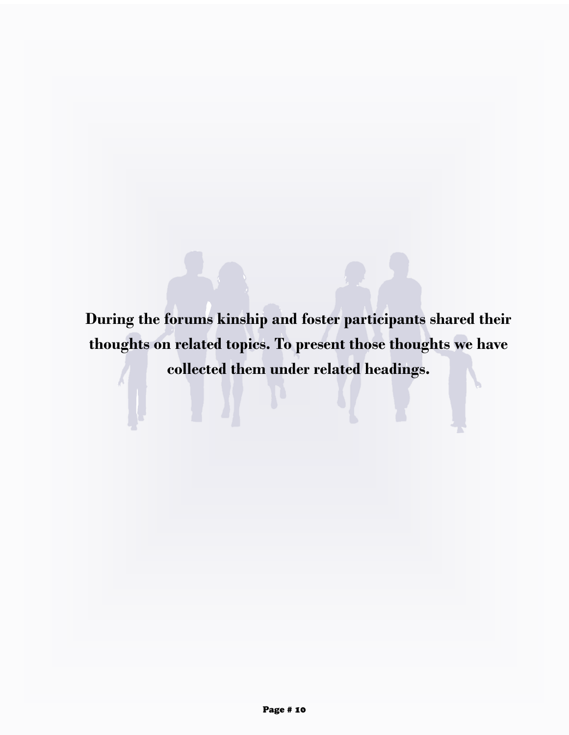**During the forums kinship and foster participants shared their thoughts on related topics. To present those thoughts we have collected them under related headings.**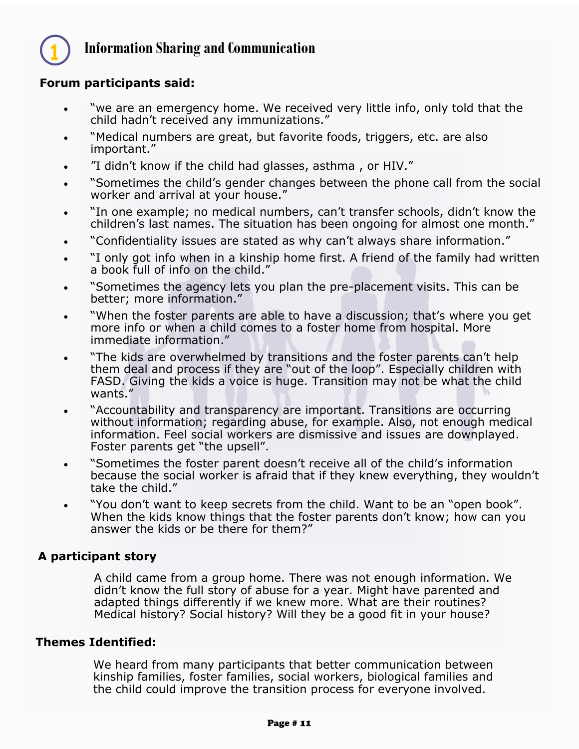# 1 Information Sharing and Communication

**Forum participants said:**

- "we are an emergency home. We received very little info, only told that the child hadn't received any immunizations."
- "Medical numbers are great, but favorite foods, triggers, etc. are also important."
- "I didn't know if the child had glasses, asthma , or HIV."
- "Sometimes the child's gender changes between the phone call from the social worker and arrival at your house."
- "In one example; no medical numbers, can't transfer schools, didn't know the children's last names. The situation has been ongoing for almost one month."
- "Confidentiality issues are stated as why can't always share information."
- "I only got info when in a kinship home first. A friend of the family had written a book full of info on the child."
- "Sometimes the agency lets you plan the pre-placement visits. This can be better; more information."
- "When the foster parents are able to have a discussion; that's where you get more info or when a child comes to a foster home from hospital. More immediate information."
- "The kids are overwhelmed by transitions and the foster parents can't help them deal and process if they are "out of the loop". Especially children with FASD. Giving the kids a voice is huge. Transition may not be what the child wants."
- "Accountability and transparency are important. Transitions are occurring without information; regarding abuse, for example. Also, not enough medical information. Feel social workers are dismissive and issues are downplayed. Foster parents get "the upsell"."
- "Sometimes the foster parent doesn't receive all of the child's information because the social worker is afraid that if they knew everything, they wouldn't take the child."
- "You don't want to keep secrets from the child. Want to be an "open book". When the kids know things that the foster parents don't know; how can you answer the kids or be there for them?"

**A participant story**

A child came from a group home. There was not enough information. We didn't know the full story of abuse for a year. Might have parented and adapted things differently if we knew more. What are their routines? Medical history? Social history? Will they be a good fit in your house?

**Themes Identified:**

We heard from many participants that better communication between kinship families, foster families, social workers, biological families and the child could improve the transition process for everyone involved.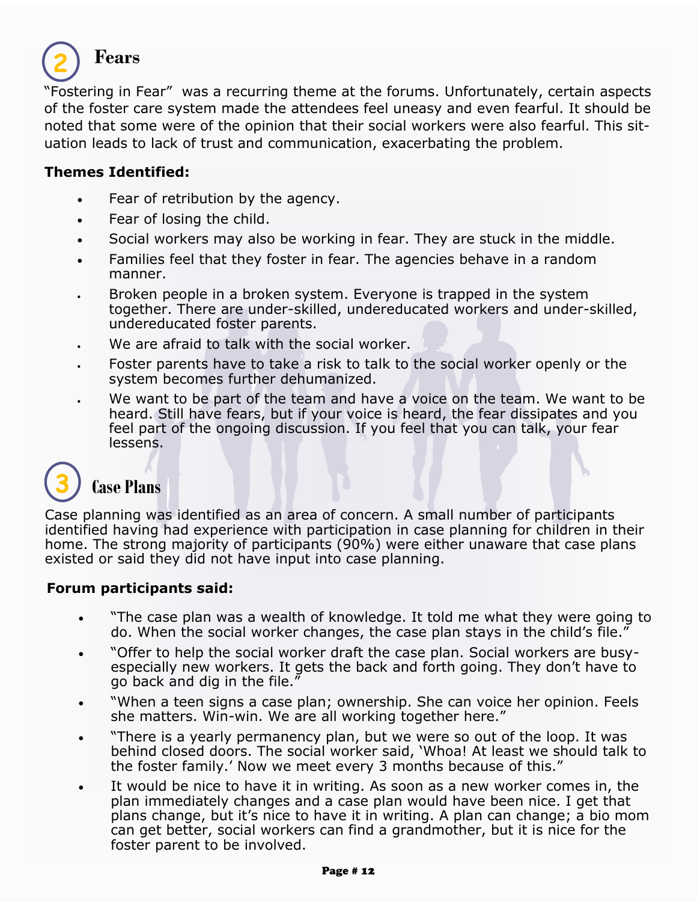## 2 Fears

"Fostering in Fear" was a recurring theme at the forums. Unfortunately, certain aspects of the foster care system made the attendees feel uneasy and even fearful. It should be noted that some were of the opinion that their social workers were also fearful. This situation leads to lack of trust and communication, exacerbating the problem.

**Themes Identified:**

- Fear of retribution by the agency.
- Fear of losing the child.
- Social workers may also be working in fear. They are stuck in the middle.
- Families feel that they foster in fear. The agencies behave in a random manner.
- Broken people in a broken system. Everyone is trapped in the system together. There are under-skilled, undereducated workers and under-skilled, undereducated foster parents.
- We are afraid to talk with the social worker.
- Foster parents have to take a risk to talk to the social worker openly or the system becomes further dehumanized.
- We want to be part of the team and have a voice on the team. We want to be heard. Still have fears, but if your voice is heard, the fear dissipates and you feel part of the ongoing discussion. If you feel that you can talk, your fear lessens.

## 3 Case Plans

Case planning was identified as an area of concern. A small number of participants identified having had experience with participation in case planning for children in their home. The strong majority of participants (90%) were either unaware that case plans existed or said they did not have input into case planning.

**Forum participants said:**

- "The case plan was a wealth of knowledge. It told me what they were going to do. When the social worker changes, the case plan stays in the child's file."
- "Offer to help the social worker draft the case plan. Social workers are busy-especially new workers. It gets the back and forth going. They don't have to go back and dig in the file."
- "When a teen signs a case plan; ownership. She can voice her opinion. Feels she matters. Win-win. We are all working together here."
- "There is a yearly permanency plan, but we were so out of the loop. It was behind closed doors. The social worker said, 'Whoa! At least we should talk to the foster family.' Now we meet every 3 months because of this."
- It would be nice to have it in writing. As soon as a new worker comes in, the plan immediately changes and a case plan would have been nice. I get that plans change, but it's nice to have it in writing. A plan can change; a bio mom can get better, social workers can find a grandmother, but it is nice for the foster parent to be involved.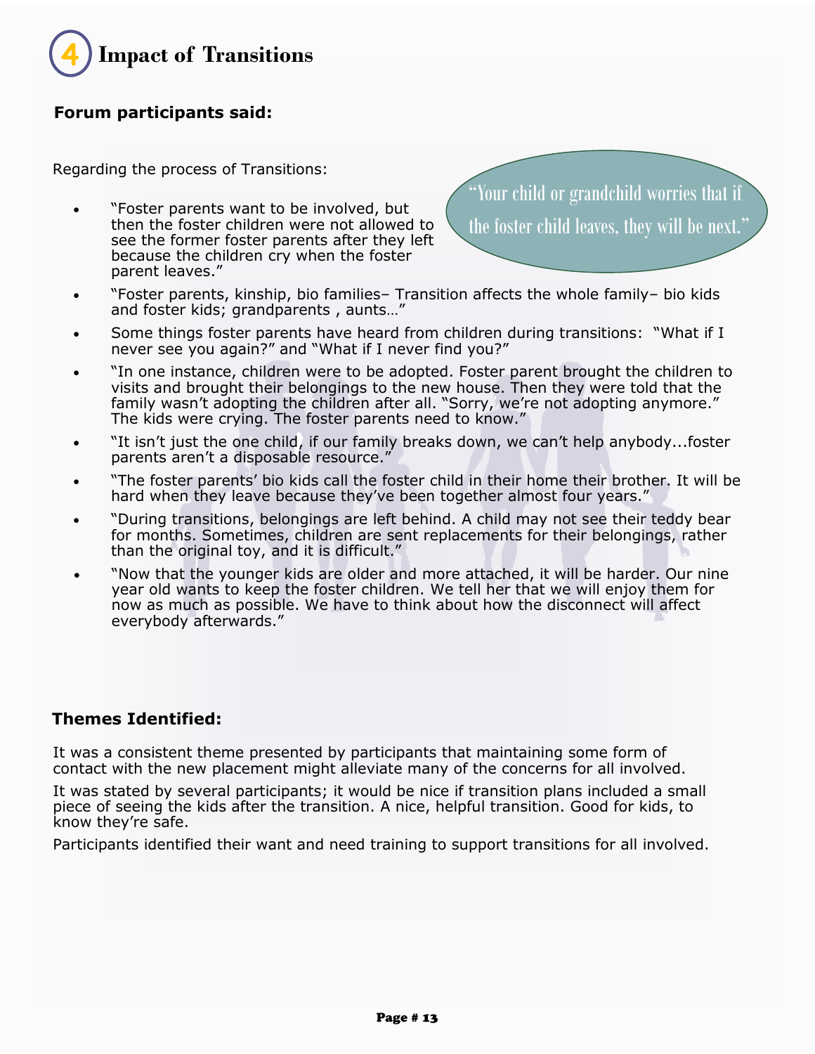# 4 Impact of Transitions

**Forum participants said:**

Regarding the process of Transitions:

> "Your child or grandchild worries that if the foster child leaves, they will be next."

- "Foster parents want to be involved, but then the foster children were not allowed to see the former foster parents after they left because the children cry when the foster parent leaves."
- "Foster parents, kinship, bio families– Transition affects the whole family– bio kids and foster kids; grandparents , aunts…"
- Some things foster parents have heard from children during transitions: "What if I never see you again?" and "What if I never find you?"
- "In one instance, children were to be adopted. Foster parent brought the children to visits and brought their belongings to the new house. Then they were told that the family wasn't adopting the children after all. "Sorry, we're not adopting anymore." The kids were crying. The foster parents need to know."
- "It isn't just the one child, if our family breaks down, we can't help anybody...foster parents aren't a disposable resource."
- "The foster parents' bio kids call the foster child in their home their brother. It will be hard when they leave because they've been together almost four years."
- "During transitions, belongings are left behind. A child may not see their teddy bear for months. Sometimes, children are sent replacements for their belongings, rather than the original toy, and it is difficult."
- "Now that the younger kids are older and more attached, it will be harder. Our nine year old wants to keep the foster children. We tell her that we will enjoy them for now as much as possible. We have to think about how the disconnect will affect everybody afterwards."

**Themes Identified:**

It was a consistent theme presented by participants that maintaining some form of contact with the new placement might alleviate many of the concerns for all involved.

It was stated by several participants; it would be nice if transition plans included a small piece of seeing the kids after the transition. A nice, helpful transition. Good for kids, to know they're safe.

Participants identified their want and need training to support transitions for all involved.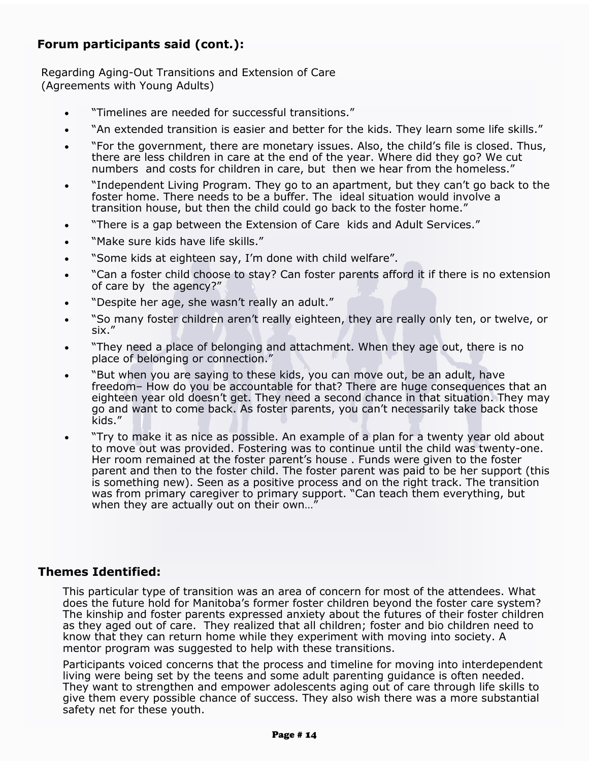## Forum participants said (cont.):

Regarding Aging-Out Transitions and Extension of Care (Agreements with Young Adults)

- "Timelines are needed for successful transitions."
- "An extended transition is easier and better for the kids. They learn some life skills."
- "For the government, there are monetary issues. Also, the child's file is closed. Thus, there are less children in care at the end of the year. Where did they go? We cut numbers and costs for children in care, but then we hear from the homeless."
- "Independent Living Program. They go to an apartment, but they can't go back to the foster home. There needs to be a buffer. The ideal situation would involve a transition house, but then the child could go back to the foster home."
- "There is a gap between the Extension of Care kids and Adult Services."
- "Make sure kids have life skills."
- "Some kids at eighteen say, I'm done with child welfare".
- "Can a foster child choose to stay? Can foster parents afford it if there is no extension of care by the agency?"
- "Despite her age, she wasn't really an adult."
- "So many foster children aren't really eighteen, they are really only ten, or twelve, or six."
- "They need a place of belonging and attachment. When they age out, there is no place of belonging or connection."
- "But when you are saying to these kids, you can move out, be an adult, have freedom– How do you be accountable for that? There are huge consequences that an eighteen year old doesn't get. They need a second chance in that situation. They may go and want to come back. As foster parents, you can't necessarily take back those kids."
- "Try to make it as nice as possible. An example of a plan for a twenty year old about to move out was provided. Fostering was to continue until the child was twenty-one. Her room remained at the foster parent's house . Funds were given to the foster parent and then to the foster child. The foster parent was paid to be her support (this is something new). Seen as a positive process and on the right track. The transition was from primary caregiver to primary support. "Can teach them everything, but when they are actually out on their own…"

## Themes Identified:

This particular type of transition was an area of concern for most of the attendees. What does the future hold for Manitoba's former foster children beyond the foster care system? The kinship and foster parents expressed anxiety about the futures of their foster children as they aged out of care. They realized that all children; foster and bio children need to know that they can return home while they experiment with moving into society. A mentor program was suggested to help with these transitions.

Participants voiced concerns that the process and timeline for moving into interdependent living were being set by the teens and some adult parenting guidance is often needed. They want to strengthen and empower adolescents aging out of care through life skills to give them every possible chance of success. They also wish there was a more substantial safety net for these youth.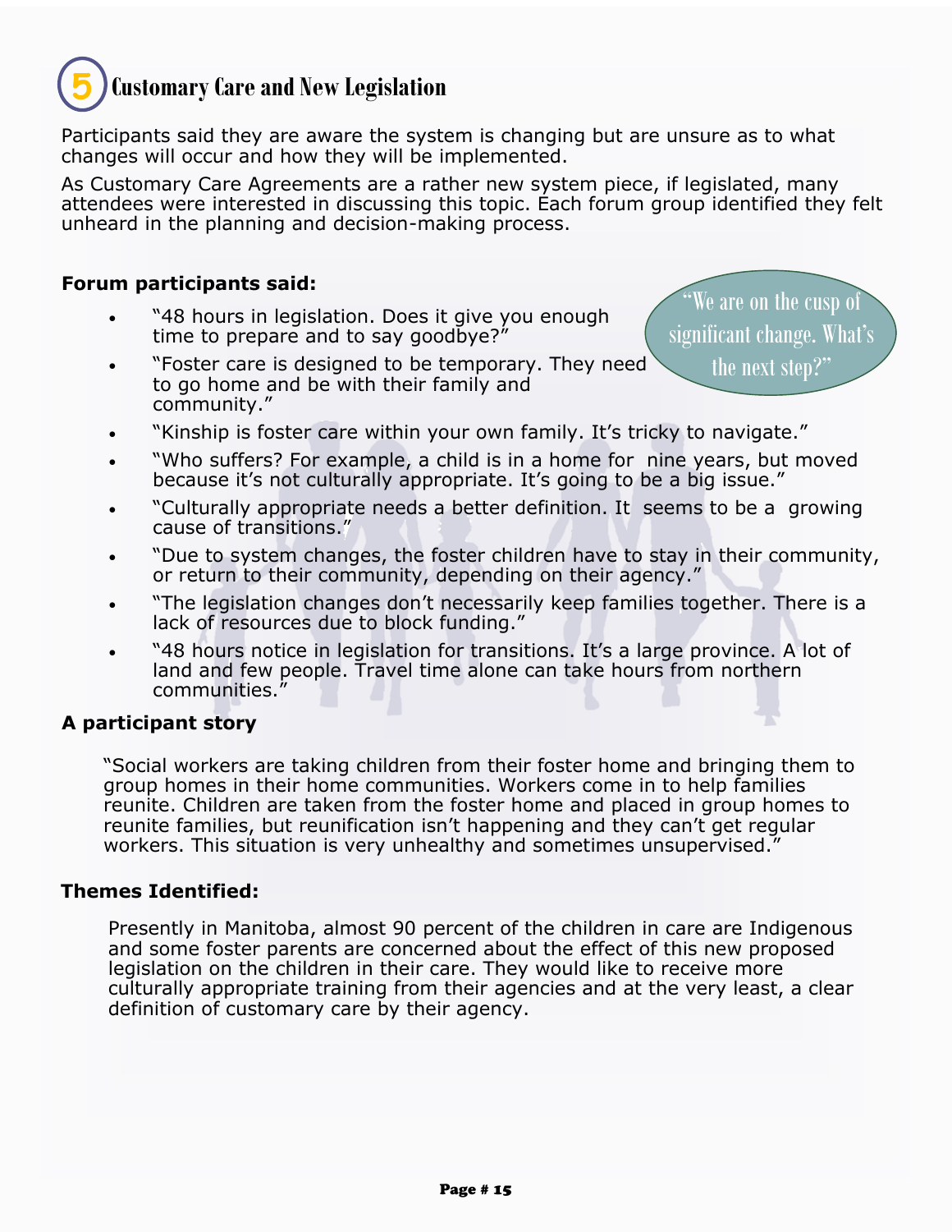## 5 Customary Care and New Legislation

Participants said they are aware the system is changing but are unsure as to what changes will occur and how they will be implemented.

As Customary Care Agreements are a rather new system piece, if legislated, many attendees were interested in discussing this topic. Each forum group identified they felt unheard in the planning and decision-making process.

**Forum participants said:**

> "We are on the cusp of significant change. What's the next step?"

- "48 hours in legislation. Does it give you enough time to prepare and to say goodbye?"
- "Foster care is designed to be temporary. They need to go home and be with their family and community."
- "Kinship is foster care within your own family. It's tricky to navigate."
- "Who suffers? For example, a child is in a home for nine years, but moved because it's not culturally appropriate. It's going to be a big issue."
- "Culturally appropriate needs a better definition. It seems to be a growing cause of transitions."
- "Due to system changes, the foster children have to stay in their community, or return to their community, depending on their agency."
- "The legislation changes don't necessarily keep families together. There is a lack of resources due to block funding."
- "48 hours notice in legislation for transitions. It's a large province. A lot of land and few people. Travel time alone can take hours from northern communities."

**A participant story**

"Social workers are taking children from their foster home and bringing them to group homes in their home communities. Workers come in to help families reunite. Children are taken from the foster home and placed in group homes to reunite families, but reunification isn't happening and they can't get regular workers. This situation is very unhealthy and sometimes unsupervised."

**Themes Identified:**

Presently in Manitoba, almost 90 percent of the children in care are Indigenous and some foster parents are concerned about the effect of this new proposed legislation on the children in their care. They would like to receive more culturally appropriate training from their agencies and at the very least, a clear definition of customary care by their agency.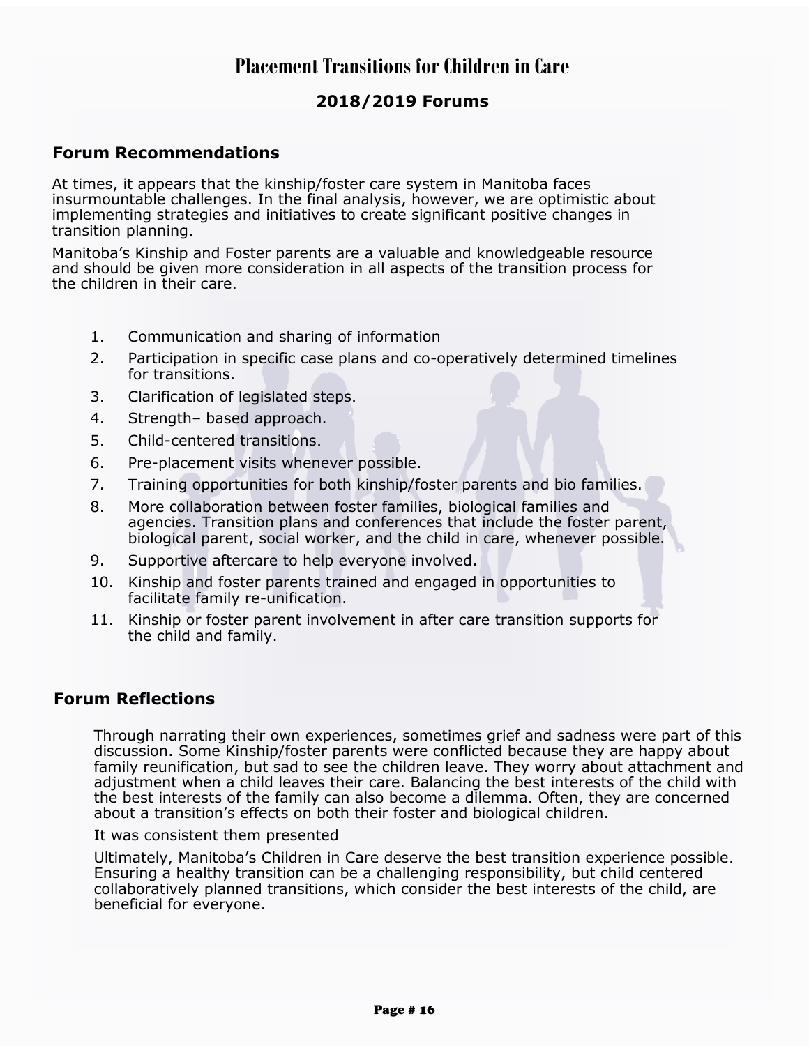# Placement Transitions for Children in Care

## 2018/2019 Forums

### Forum Recommendations

At times, it appears that the kinship/foster care system in Manitoba faces insurmountable challenges. In the final analysis, however, we are optimistic about implementing strategies and initiatives to create significant positive changes in transition planning.

Manitoba's Kinship and Foster parents are a valuable and knowledgeable resource and should be given more consideration in all aspects of the transition process for the children in their care.

1. Communication and sharing of information
2. Participation in specific case plans and co-operatively determined timelines for transitions.
3. Clarification of legislated steps.
4. Strength– based approach.
5. Child-centered transitions.
6. Pre-placement visits whenever possible.
7. Training opportunities for both kinship/foster parents and bio families.
8. More collaboration between foster families, biological families and agencies. Transition plans and conferences that include the foster parent, biological parent, social worker, and the child in care, whenever possible.
9. Supportive aftercare to help everyone involved.
10. Kinship and foster parents trained and engaged in opportunities to facilitate family re-unification.
11. Kinship or foster parent involvement in after care transition supports for the child and family.

### Forum Reflections

Through narrating their own experiences, sometimes grief and sadness were part of this discussion. Some Kinship/foster parents were conflicted because they are happy about family reunification, but sad to see the children leave. They worry about attachment and adjustment when a child leaves their care. Balancing the best interests of the child with the best interests of the family can also become a dilemma. Often, they are concerned about a transition's effects on both their foster and biological children.

It was consistent them presented

Ultimately, Manitoba's Children in Care deserve the best transition experience possible. Ensuring a healthy transition can be a challenging responsibility, but child centered collaboratively planned transitions, which consider the best interests of the child, are beneficial for everyone.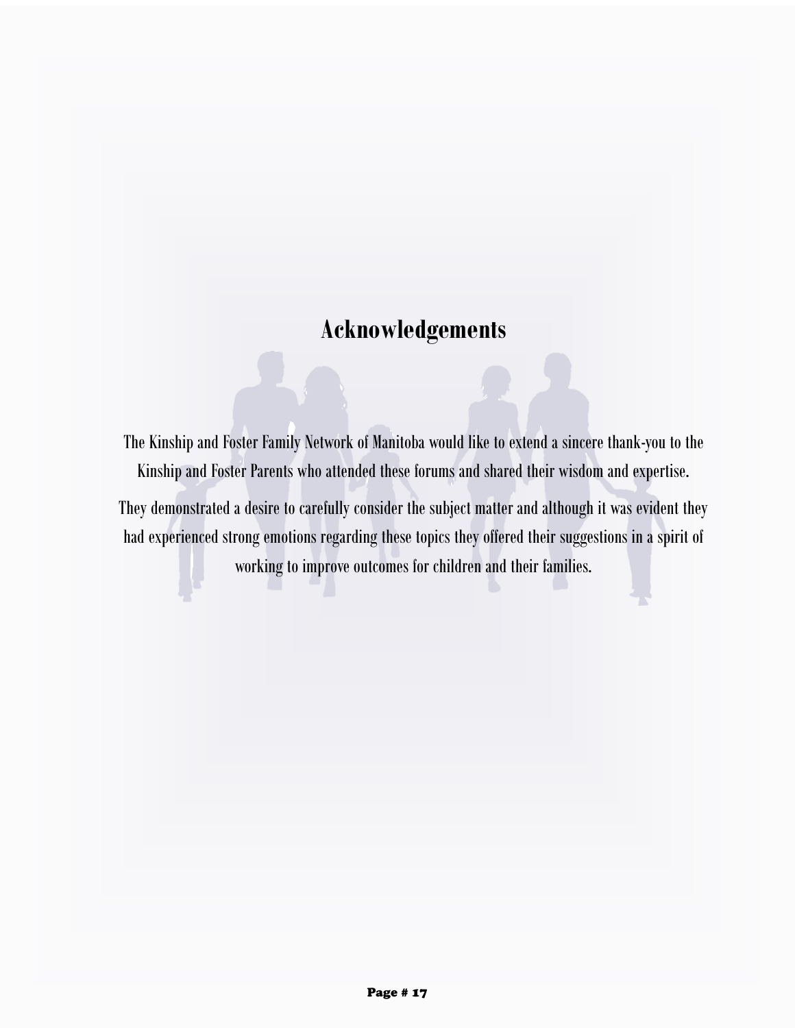# Acknowledgements

The Kinship and Foster Family Network of Manitoba would like to extend a sincere thank-you to the Kinship and Foster Parents who attended these forums and shared their wisdom and expertise.

They demonstrated a desire to carefully consider the subject matter and although it was evident they had experienced strong emotions regarding these topics they offered their suggestions in a spirit of working to improve outcomes for children and their families.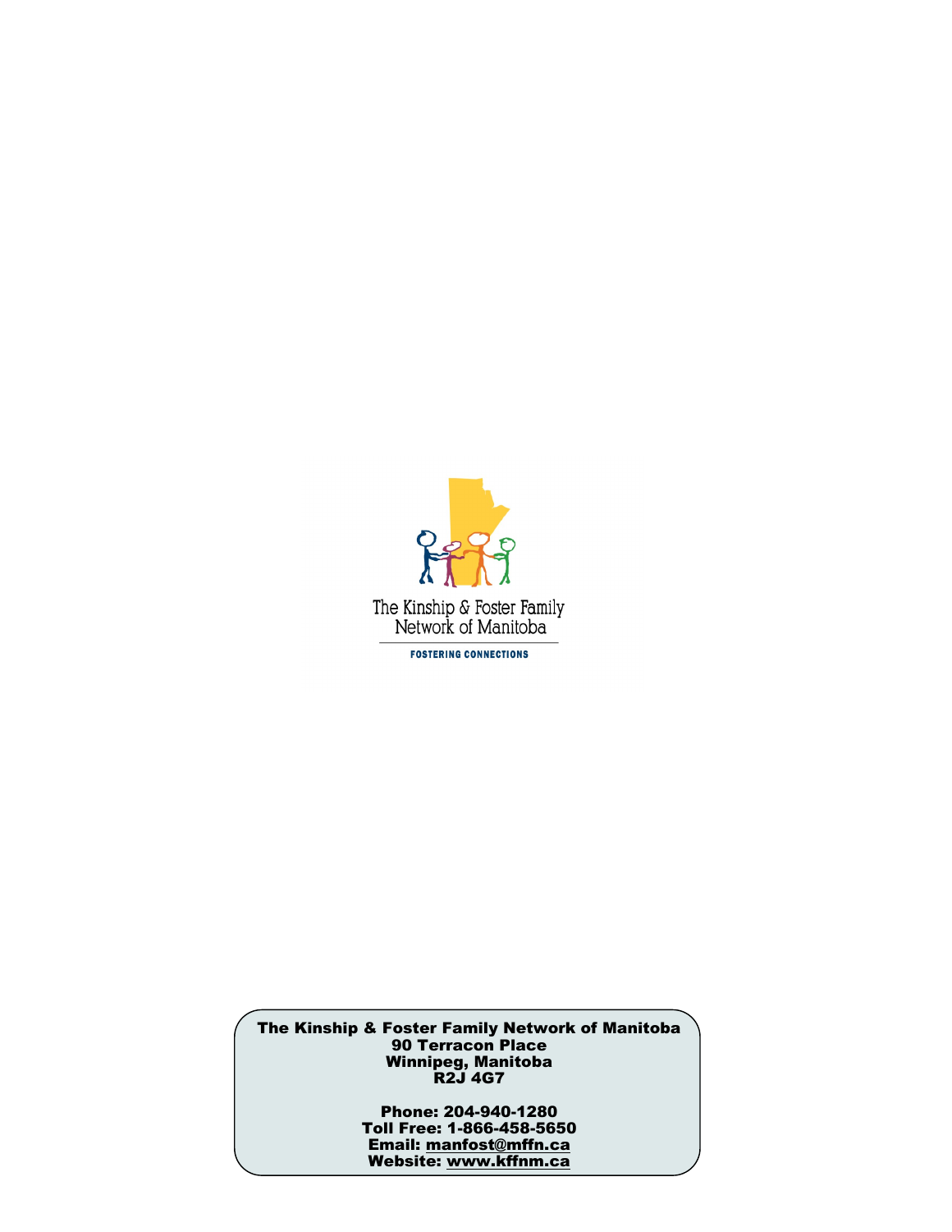The Kinship & Foster Family Network of Manitoba

FOSTERING CONNECTIONS

**The Kinship & Foster Family Network of Manitoba**
**90 Terracon Place**
**Winnipeg, Manitoba**
**R2J 4G7**

**Phone: 204-940-1280**
**Toll Free: 1-866-458-5650**
**Email: manfost@mffn.ca**
**Website: www.kffnm.ca**